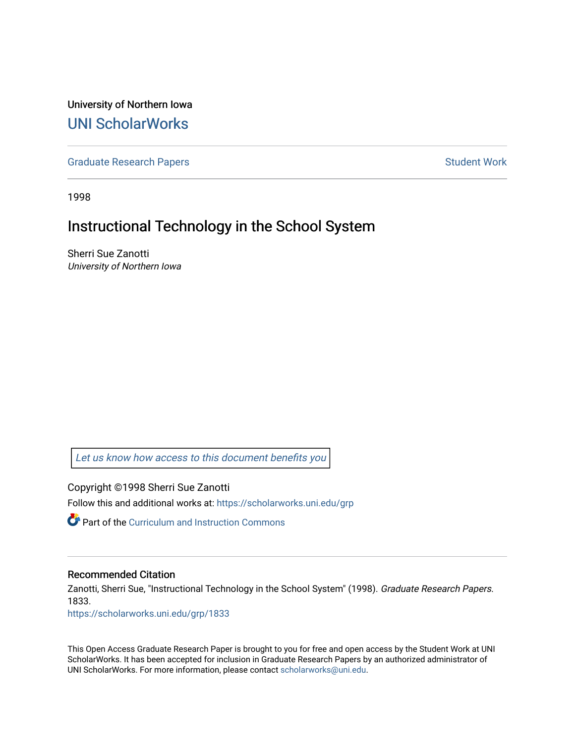University of Northern Iowa

# UNI ScholarWorks

Graduate Research Papers | Student Work

1998

## Instructional Technology in the School System

Sherri Sue Zanotti

*University of Northern Iowa*

*Let us know how access to this document benefits you*

Copyright ©1998 Sherri Sue Zanotti

Follow this and additional works at: https://scholarworks.uni.edu/grp

Part of the Curriculum and Instruction Commons

### Recommended Citation

Zanotti, Sherri Sue, "Instructional Technology in the School System" (1998). *Graduate Research Papers*. 1833.

https://scholarworks.uni.edu/grp/1833

This Open Access Graduate Research Paper is brought to you for free and open access by the Student Work at UNI ScholarWorks. It has been accepted for inclusion in Graduate Research Papers by an authorized administrator of UNI ScholarWorks. For more information, please contact scholarworks@uni.edu.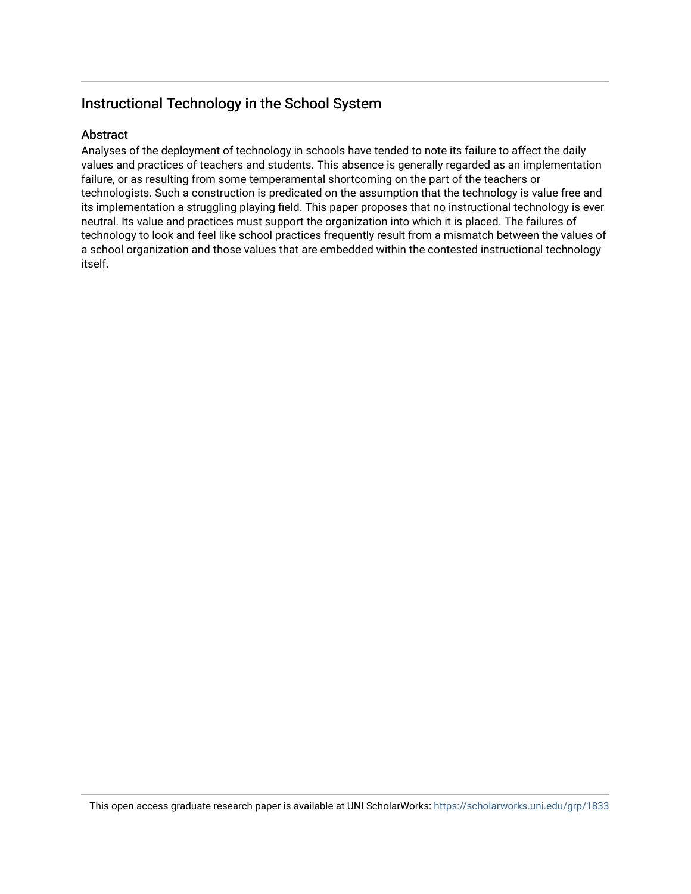## Instructional Technology in the School System

### Abstract

Analyses of the deployment of technology in schools have tended to note its failure to affect the daily values and practices of teachers and students. This absence is generally regarded as an implementation failure, or as resulting from some temperamental shortcoming on the part of the teachers or technologists. Such a construction is predicated on the assumption that the technology is value free and its implementation a struggling playing field. This paper proposes that no instructional technology is ever neutral. Its value and practices must support the organization into which it is placed. The failures of technology to look and feel like school practices frequently result from a mismatch between the values of a school organization and those values that are embedded within the contested instructional technology itself.

This open access graduate research paper is available at UNI ScholarWorks: https://scholarworks.uni.edu/grp/1833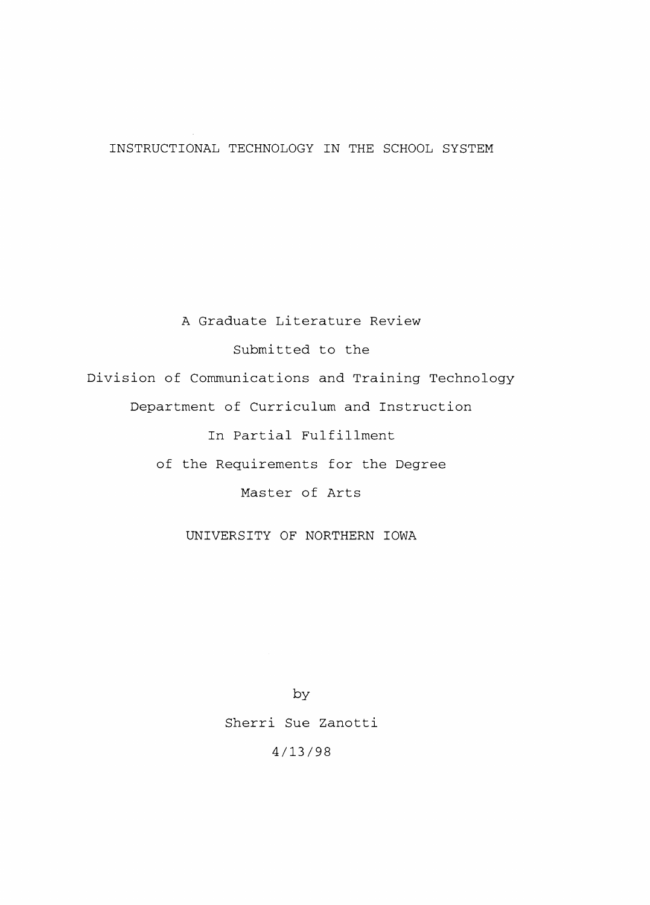# INSTRUCTIONAL TECHNOLOGY IN THE SCHOOL SYSTEM

A Graduate Literature Review

Submitted to the

Division of Communications and Training Technology

Department of Curriculum and Instruction

In Partial Fulfillment

of the Requirements for the Degree

Master of Arts

UNIVERSITY OF NORTHERN IOWA

by

Sherri Sue Zanotti

4/13/98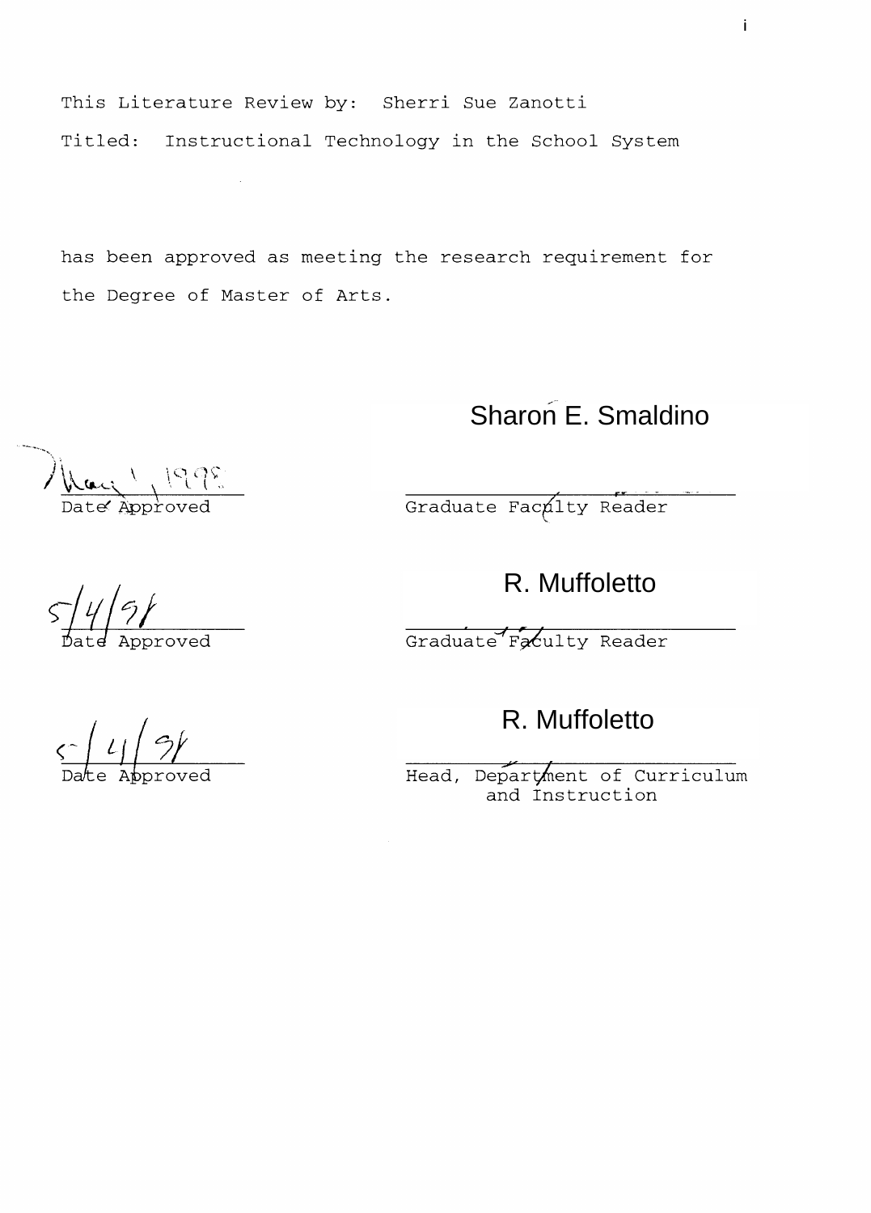This Literature Review by: Sherri Sue Zanotti

Titled: Instructional Technology in the School System

has been approved as meeting the research requirement for the Degree of Master of Arts.

| | |
|---|---|
| May 1, 1998 | Sharon E. Smaldino |
| Date Approved | Graduate Faculty Reader |
| 5/4/98 | R. Muffoletto |
| Date Approved | Graduate Faculty Reader |
| 5/4/98 | R. Muffoletto |
| Date Approved | Head, Department of Curriculum and Instruction |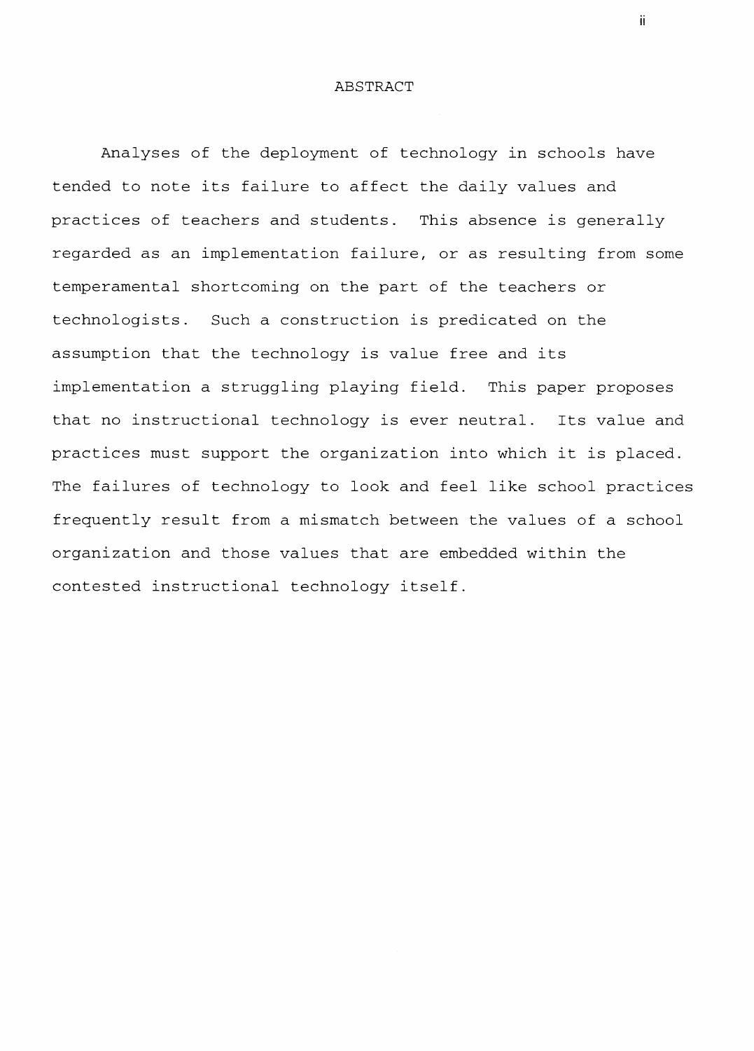# ABSTRACT

Analyses of the deployment of technology in schools have tended to note its failure to affect the daily values and practices of teachers and students. This absence is generally regarded as an implementation failure, or as resulting from some temperamental shortcoming on the part of the teachers or technologists. Such a construction is predicated on the assumption that the technology is value free and its implementation a struggling playing field. This paper proposes that no instructional technology is ever neutral. Its value and practices must support the organization into which it is placed. The failures of technology to look and feel like school practices frequently result from a mismatch between the values of a school organization and those values that are embedded within the contested instructional technology itself.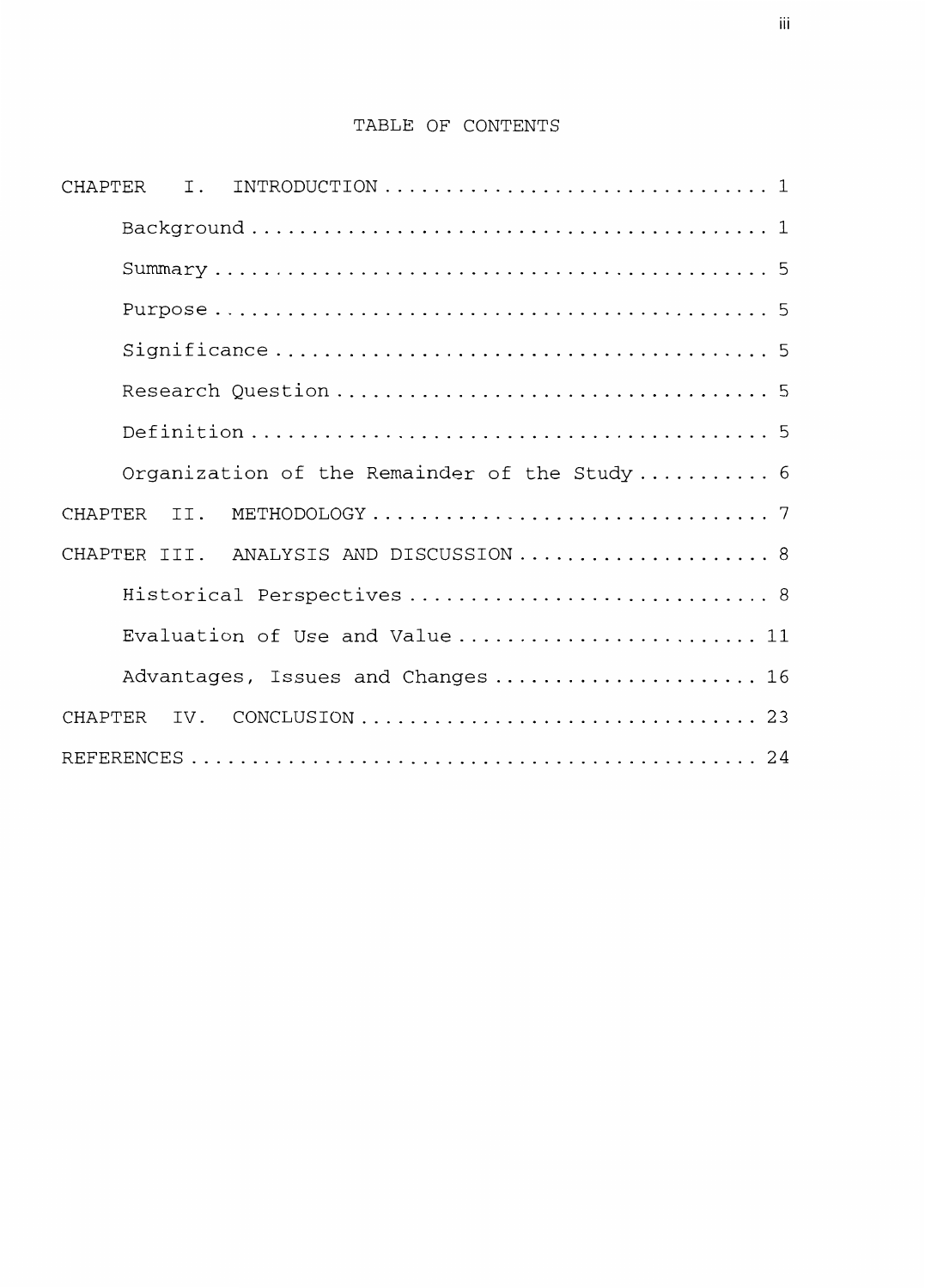# TABLE OF CONTENTS

CHAPTER I. INTRODUCTION .............................. 1

- Background .......................................... 1
- Summary ............................................. 5
- Purpose ............................................. 5
- Significance ........................................ 5
- Research Question ................................... 5
- Definition .......................................... 5
- Organization of the Remainder of the Study .......... 6

CHAPTER II. METHODOLOGY ............................... 7

CHAPTER III. ANALYSIS AND DISCUSSION .................. 8

- Historical Perspectives ............................. 8
- Evaluation of Use and Value ......................... 11
- Advantages, Issues and Changes ...................... 16

CHAPTER IV. CONCLUSION ................................ 23

REFERENCES ............................................ 24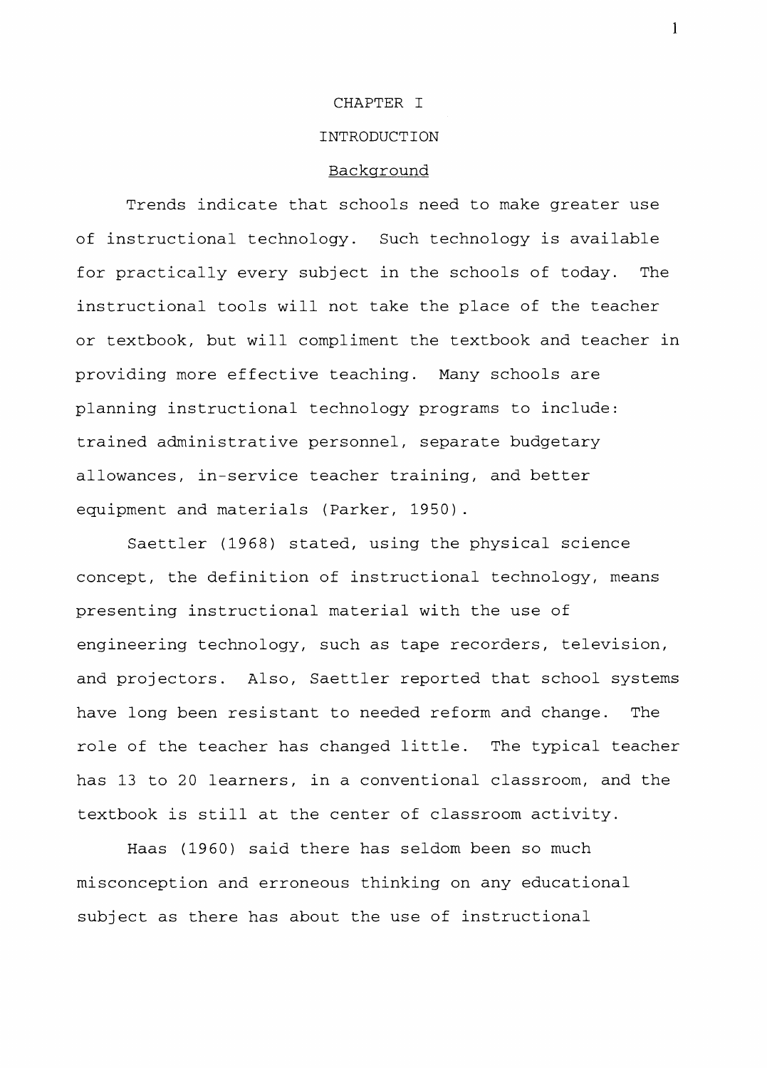# CHAPTER I

# INTRODUCTION

## Background

Trends indicate that schools need to make greater use of instructional technology. Such technology is available for practically every subject in the schools of today. The instructional tools will not take the place of the teacher or textbook, but will compliment the textbook and teacher in providing more effective teaching. Many schools are planning instructional technology programs to include: trained administrative personnel, separate budgetary allowances, in-service teacher training, and better equipment and materials (Parker, 1950).

Saettler (1968) stated, using the physical science concept, the definition of instructional technology, means presenting instructional material with the use of engineering technology, such as tape recorders, television, and projectors. Also, Saettler reported that school systems have long been resistant to needed reform and change. The role of the teacher has changed little. The typical teacher has 13 to 20 learners, in a conventional classroom, and the textbook is still at the center of classroom activity.

Haas (1960) said there has seldom been so much misconception and erroneous thinking on any educational subject as there has about the use of instructional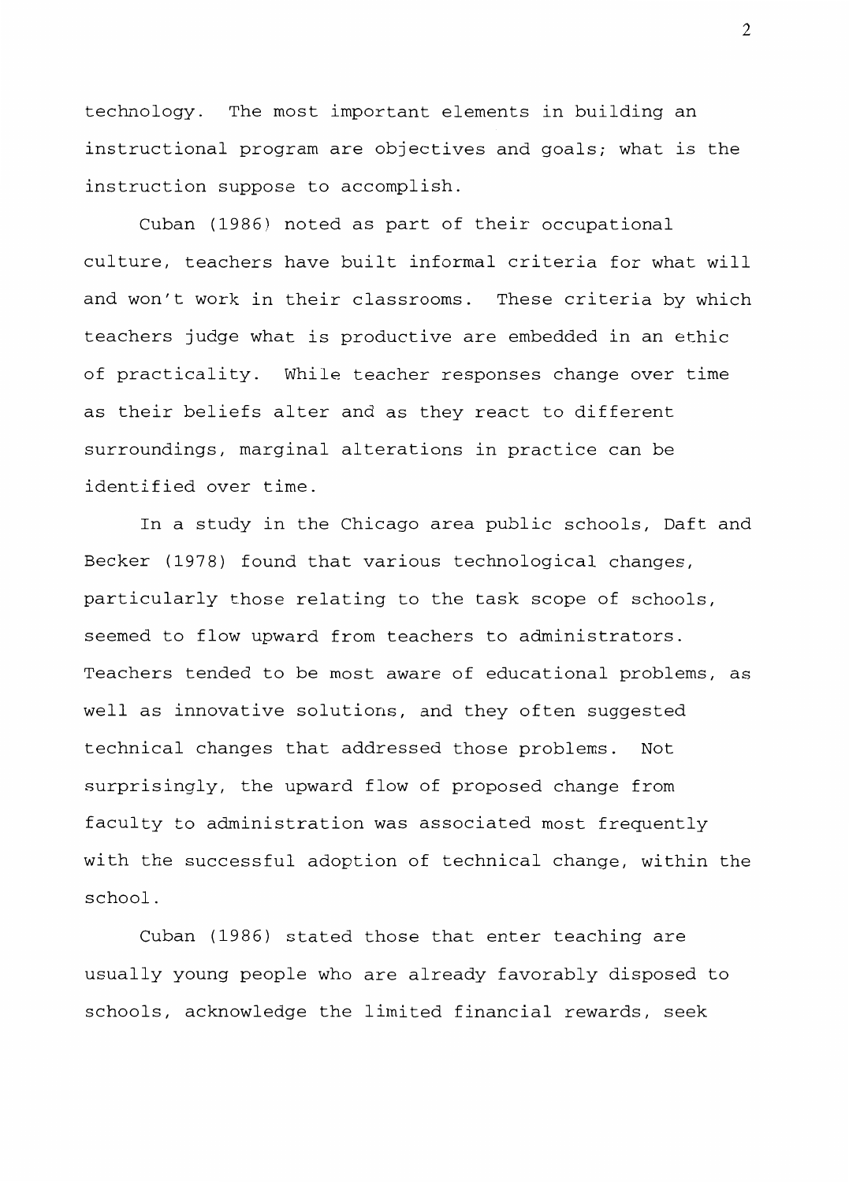technology. The most important elements in building an instructional program are objectives and goals; what is the instruction suppose to accomplish.

Cuban (1986) noted as part of their occupational culture, teachers have built informal criteria for what will and won't work in their classrooms. These criteria by which teachers judge what is productive are embedded in an ethic of practicality. While teacher responses change over time as their beliefs alter and as they react to different surroundings, marginal alterations in practice can be identified over time.

In a study in the Chicago area public schools, Daft and Becker (1978) found that various technological changes, particularly those relating to the task scope of schools, seemed to flow upward from teachers to administrators. Teachers tended to be most aware of educational problems, as well as innovative solutions, and they often suggested technical changes that addressed those problems. Not surprisingly, the upward flow of proposed change from faculty to administration was associated most frequently with the successful adoption of technical change, within the school.

Cuban (1986) stated those that enter teaching are usually young people who are already favorably disposed to schools, acknowledge the limited financial rewards, seek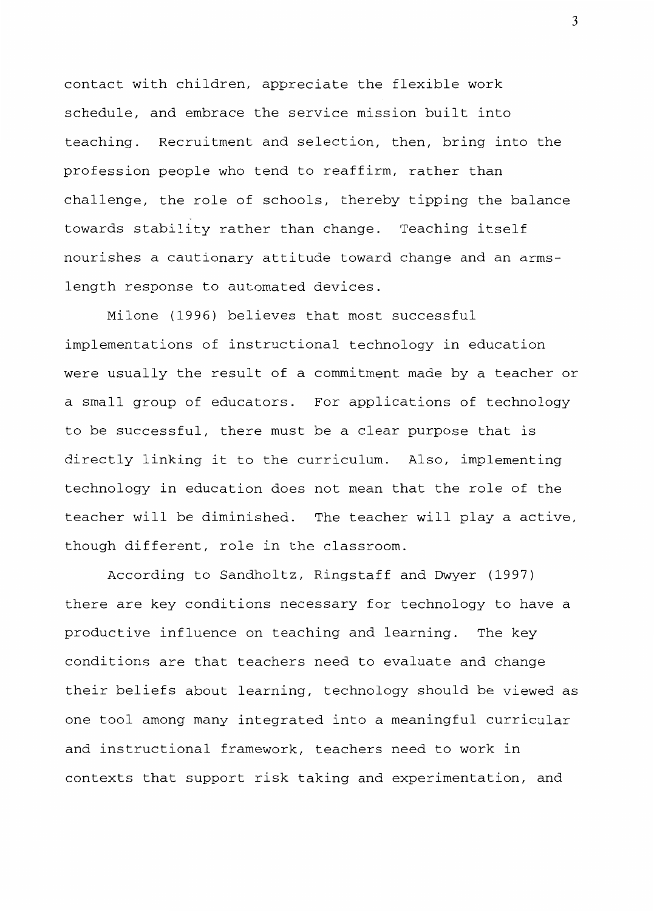contact with children, appreciate the flexible work schedule, and embrace the service mission built into teaching. Recruitment and selection, then, bring into the profession people who tend to reaffirm, rather than challenge, the role of schools, thereby tipping the balance towards stability rather than change. Teaching itself nourishes a cautionary attitude toward change and an arms-length response to automated devices.

Milone (1996) believes that most successful implementations of instructional technology in education were usually the result of a commitment made by a teacher or a small group of educators. For applications of technology to be successful, there must be a clear purpose that is directly linking it to the curriculum. Also, implementing technology in education does not mean that the role of the teacher will be diminished. The teacher will play a active, though different, role in the classroom.

According to Sandholtz, Ringstaff and Dwyer (1997) there are key conditions necessary for technology to have a productive influence on teaching and learning. The key conditions are that teachers need to evaluate and change their beliefs about learning, technology should be viewed as one tool among many integrated into a meaningful curricular and instructional framework, teachers need to work in contexts that support risk taking and experimentation, and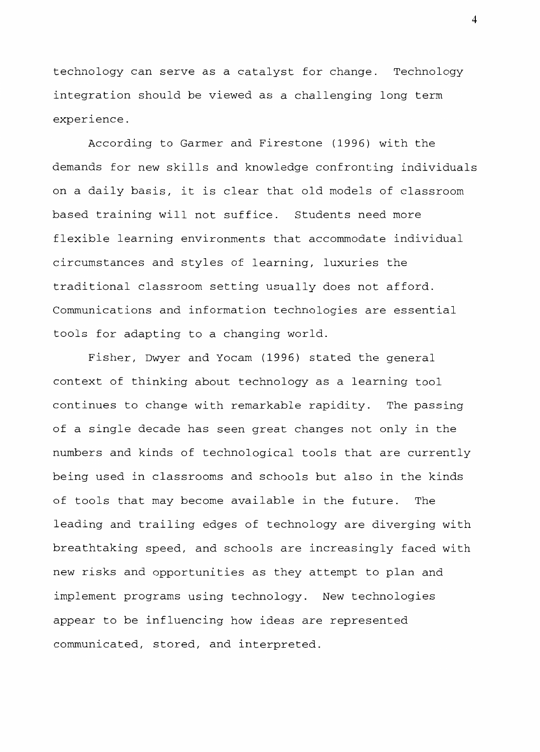technology can serve as a catalyst for change. Technology integration should be viewed as a challenging long term experience.

According to Garmer and Firestone (1996) with the demands for new skills and knowledge confronting individuals on a daily basis, it is clear that old models of classroom based training will not suffice. Students need more flexible learning environments that accommodate individual circumstances and styles of learning, luxuries the traditional classroom setting usually does not afford. Communications and information technologies are essential tools for adapting to a changing world.

Fisher, Dwyer and Yocam (1996) stated the general context of thinking about technology as a learning tool continues to change with remarkable rapidity. The passing of a single decade has seen great changes not only in the numbers and kinds of technological tools that are currently being used in classrooms and schools but also in the kinds of tools that may become available in the future. The leading and trailing edges of technology are diverging with breathtaking speed, and schools are increasingly faced with new risks and opportunities as they attempt to plan and implement programs using technology. New technologies appear to be influencing how ideas are represented communicated, stored, and interpreted.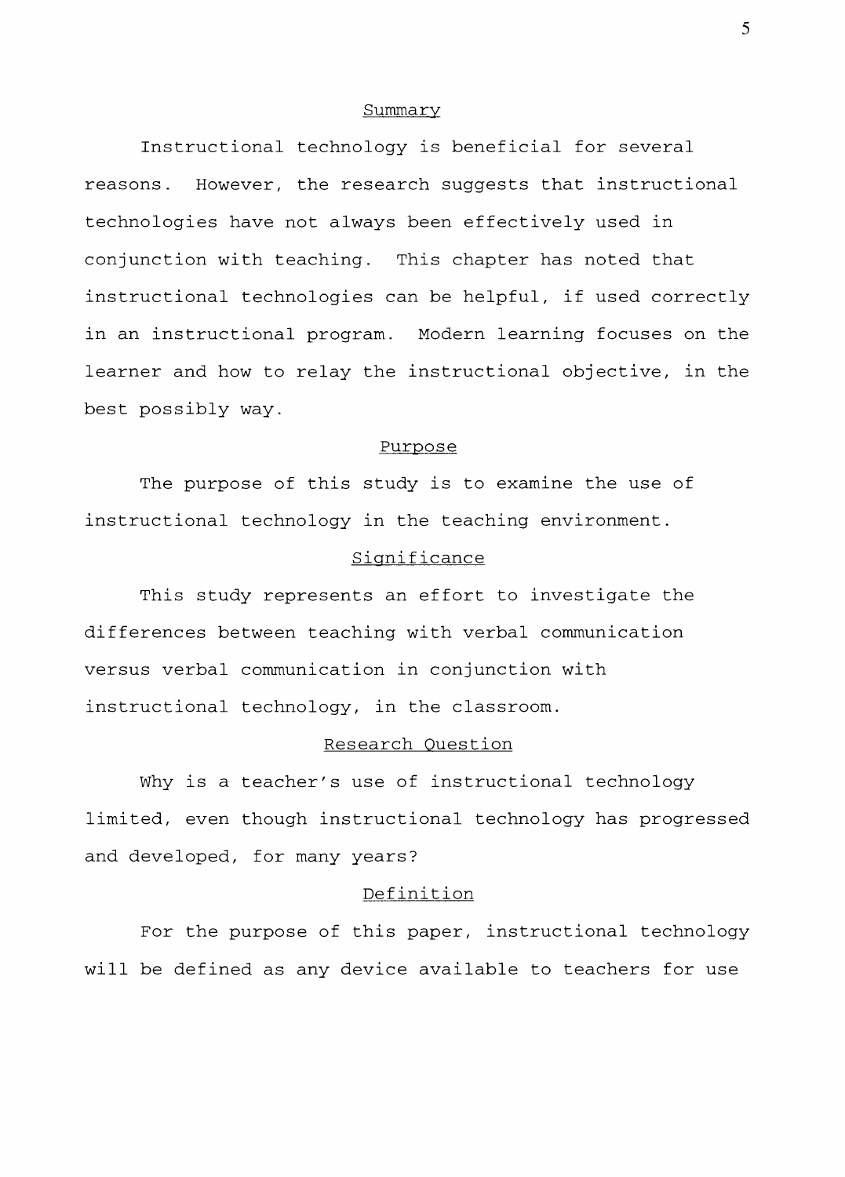## Summary

Instructional technology is beneficial for several reasons. However, the research suggests that instructional technologies have not always been effectively used in conjunction with teaching. This chapter has noted that instructional technologies can be helpful, if used correctly in an instructional program. Modern learning focuses on the learner and how to relay the instructional objective, in the best possibly way.

## Purpose

The purpose of this study is to examine the use of instructional technology in the teaching environment.

## Significance

This study represents an effort to investigate the differences between teaching with verbal communication versus verbal communication in conjunction with instructional technology, in the classroom.

## Research Question

Why is a teacher's use of instructional technology limited, even though instructional technology has progressed and developed, for many years?

## Definition

For the purpose of this paper, instructional technology will be defined as any device available to teachers for use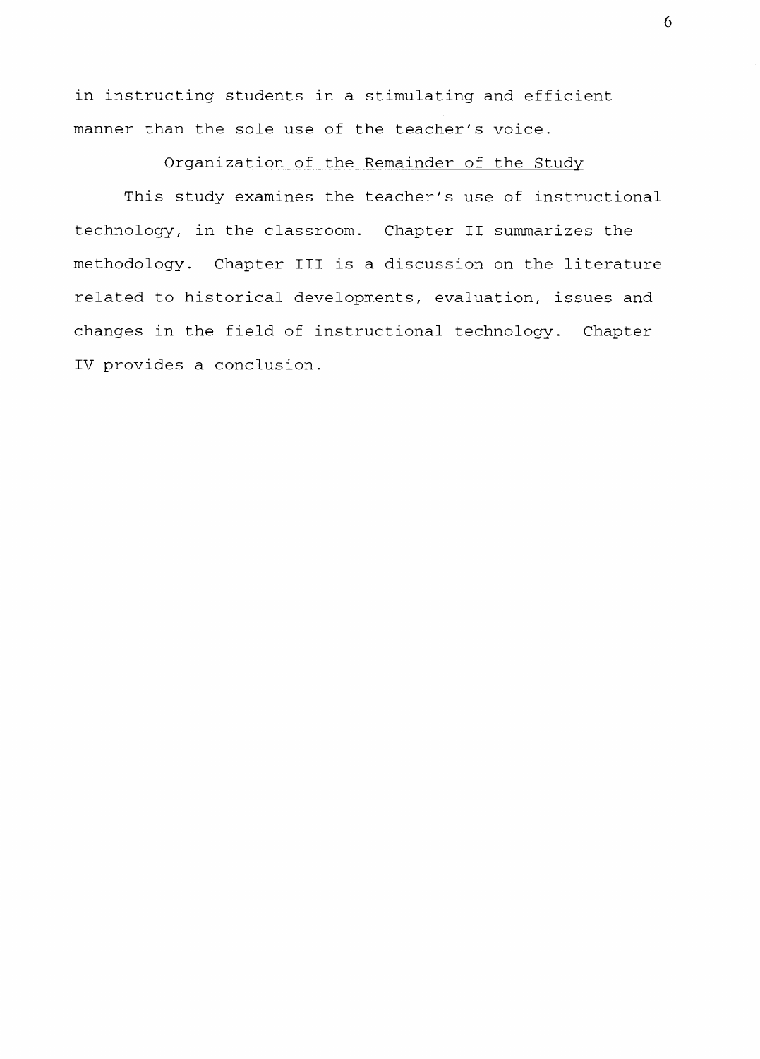in instructing students in a stimulating and efficient manner than the sole use of the teacher's voice.

## Organization of the Remainder of the Study

This study examines the teacher's use of instructional technology, in the classroom. Chapter II summarizes the methodology. Chapter III is a discussion on the literature related to historical developments, evaluation, issues and changes in the field of instructional technology. Chapter IV provides a conclusion.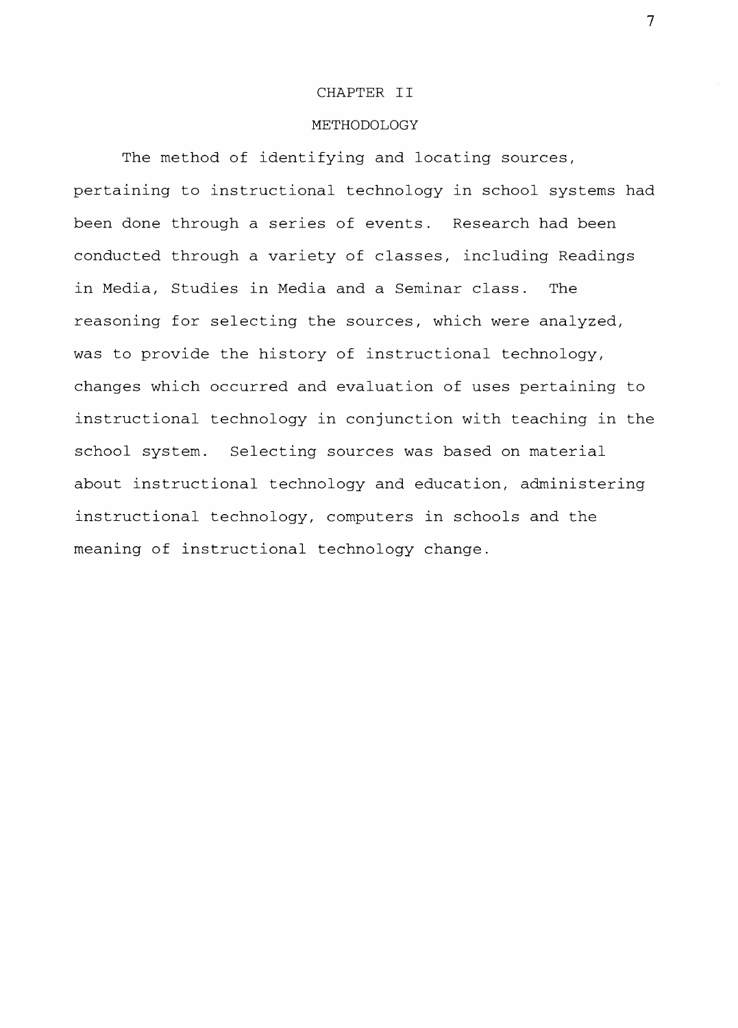# CHAPTER II

## METHODOLOGY

The method of identifying and locating sources, pertaining to instructional technology in school systems had been done through a series of events. Research had been conducted through a variety of classes, including Readings in Media, Studies in Media and a Seminar class. The reasoning for selecting the sources, which were analyzed, was to provide the history of instructional technology, changes which occurred and evaluation of uses pertaining to instructional technology in conjunction with teaching in the school system. Selecting sources was based on material about instructional technology and education, administering instructional technology, computers in schools and the meaning of instructional technology change.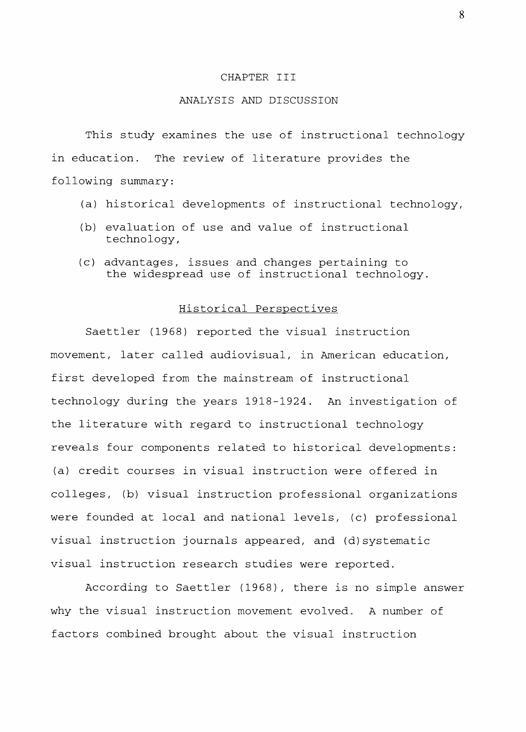# CHAPTER III

## ANALYSIS AND DISCUSSION

This study examines the use of instructional technology in education. The review of literature provides the following summary:

(a) historical developments of instructional technology,

(b) evaluation of use and value of instructional technology,

(c) advantages, issues and changes pertaining to the widespread use of instructional technology.

### Historical Perspectives

Saettler (1968) reported the visual instruction movement, later called audiovisual, in American education, first developed from the mainstream of instructional technology during the years 1918-1924. An investigation of the literature with regard to instructional technology reveals four components related to historical developments: (a) credit courses in visual instruction were offered in colleges, (b) visual instruction professional organizations were founded at local and national levels, (c) professional visual instruction journals appeared, and (d)systematic visual instruction research studies were reported.

According to Saettler (1968), there is no simple answer why the visual instruction movement evolved. A number of factors combined brought about the visual instruction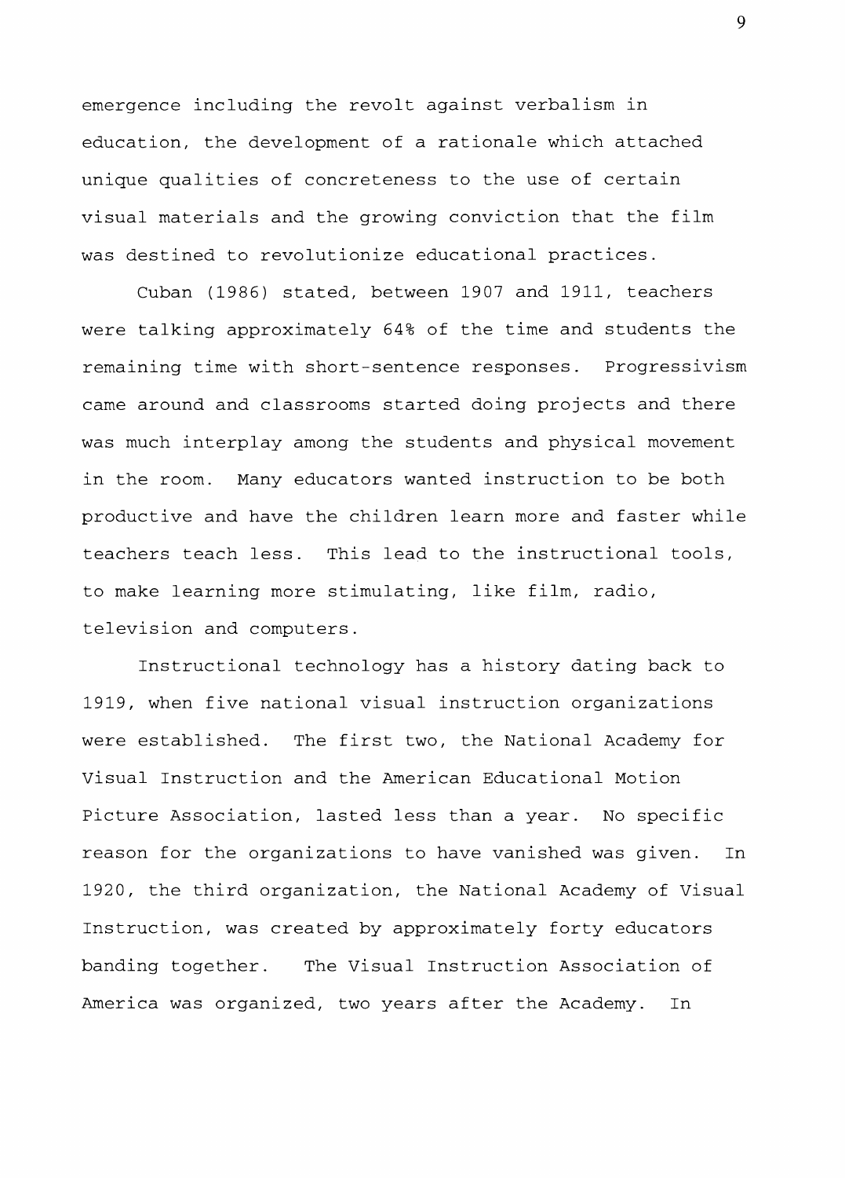emergence including the revolt against verbalism in education, the development of a rationale which attached unique qualities of concreteness to the use of certain visual materials and the growing conviction that the film was destined to revolutionize educational practices.

Cuban (1986) stated, between 1907 and 1911, teachers were talking approximately 64% of the time and students the remaining time with short-sentence responses. Progressivism came around and classrooms started doing projects and there was much interplay among the students and physical movement in the room. Many educators wanted instruction to be both productive and have the children learn more and faster while teachers teach less. This lead to the instructional tools, to make learning more stimulating, like film, radio, television and computers.

Instructional technology has a history dating back to 1919, when five national visual instruction organizations were established. The first two, the National Academy for Visual Instruction and the American Educational Motion Picture Association, lasted less than a year. No specific reason for the organizations to have vanished was given. In 1920, the third organization, the National Academy of Visual Instruction, was created by approximately forty educators banding together. The Visual Instruction Association of America was organized, two years after the Academy. In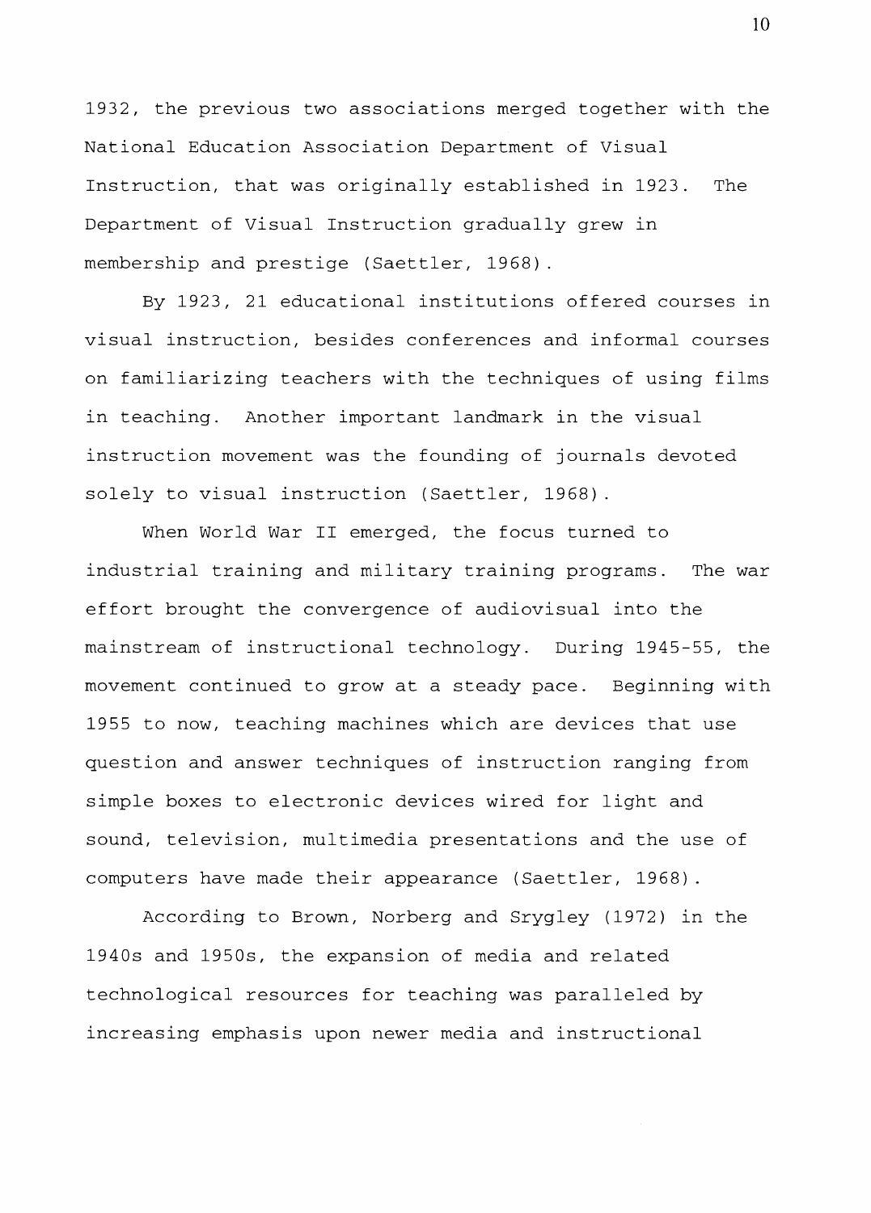1932, the previous two associations merged together with the National Education Association Department of Visual Instruction, that was originally established in 1923. The Department of Visual Instruction gradually grew in membership and prestige (Saettler, 1968).

By 1923, 21 educational institutions offered courses in visual instruction, besides conferences and informal courses on familiarizing teachers with the techniques of using films in teaching. Another important landmark in the visual instruction movement was the founding of journals devoted solely to visual instruction (Saettler, 1968).

When World War II emerged, the focus turned to industrial training and military training programs. The war effort brought the convergence of audiovisual into the mainstream of instructional technology. During 1945-55, the movement continued to grow at a steady pace. Beginning with 1955 to now, teaching machines which are devices that use question and answer techniques of instruction ranging from simple boxes to electronic devices wired for light and sound, television, multimedia presentations and the use of computers have made their appearance (Saettler, 1968).

According to Brown, Norberg and Srygley (1972) in the 1940s and 1950s, the expansion of media and related technological resources for teaching was paralleled by increasing emphasis upon newer media and instructional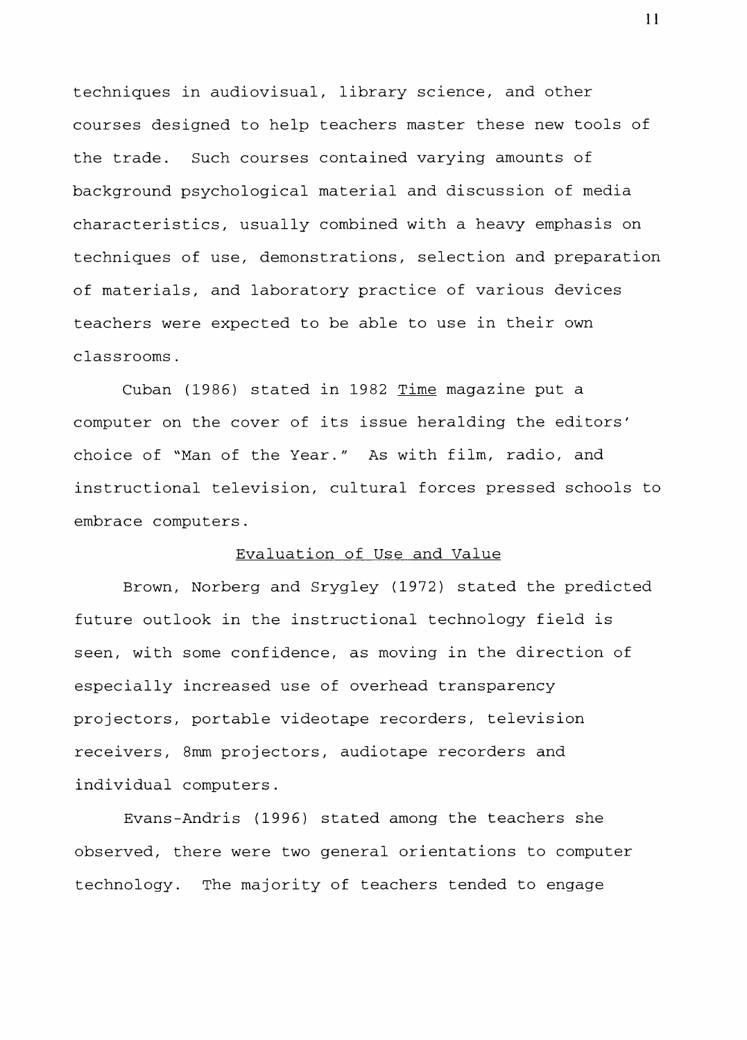techniques in audiovisual, library science, and other courses designed to help teachers master these new tools of the trade. Such courses contained varying amounts of background psychological material and discussion of media characteristics, usually combined with a heavy emphasis on techniques of use, demonstrations, selection and preparation of materials, and laboratory practice of various devices teachers were expected to be able to use in their own classrooms.

Cuban (1986) stated in 1982 _Time_ magazine put a computer on the cover of its issue heralding the editors' choice of "Man of the Year." As with film, radio, and instructional television, cultural forces pressed schools to embrace computers.

## Evaluation of Use and Value

Brown, Norberg and Srygley (1972) stated the predicted future outlook in the instructional technology field is seen, with some confidence, as moving in the direction of especially increased use of overhead transparency projectors, portable videotape recorders, television receivers, 8mm projectors, audiotape recorders and individual computers.

Evans-Andris (1996) stated among the teachers she observed, there were two general orientations to computer technology. The majority of teachers tended to engage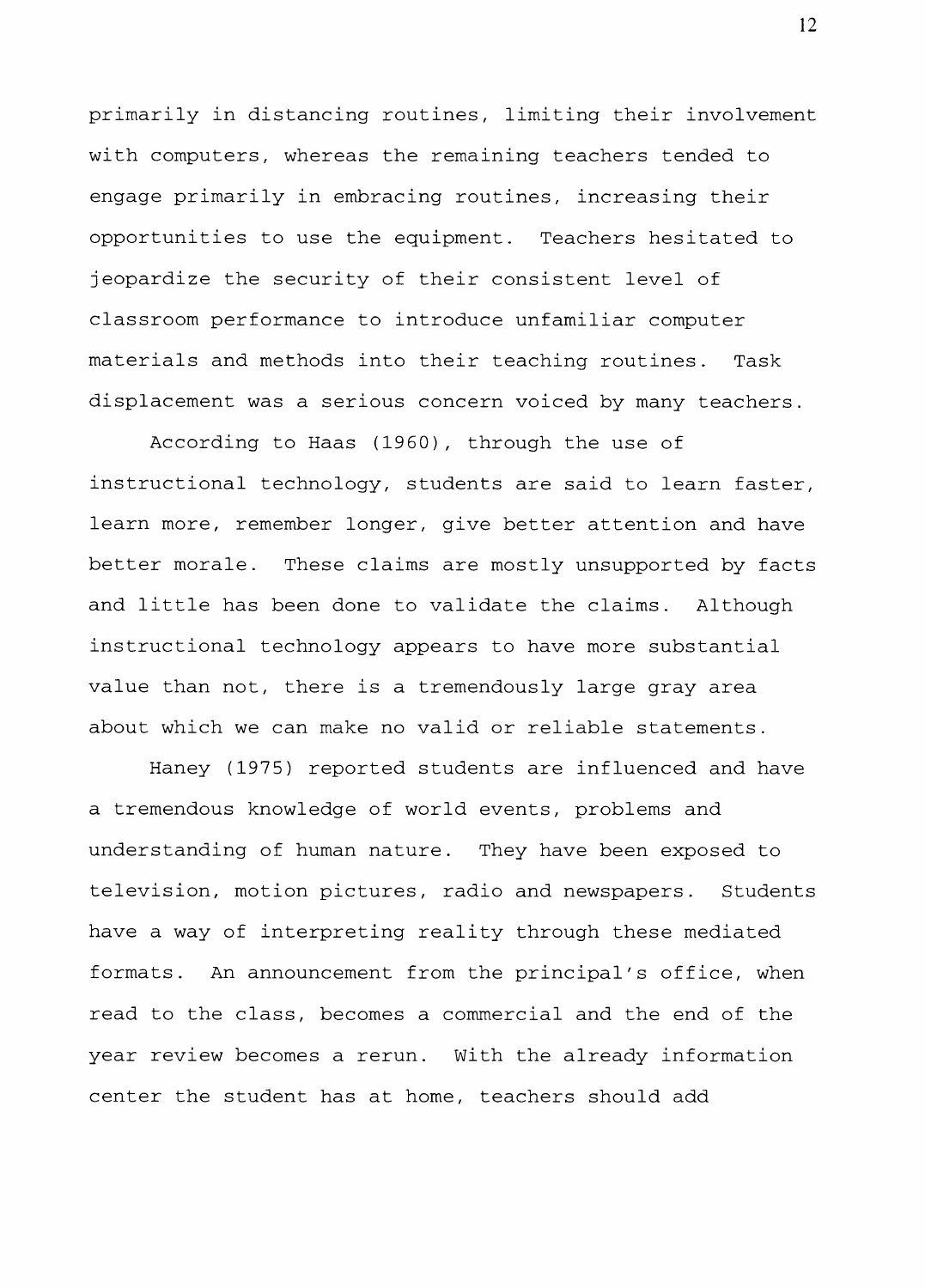primarily in distancing routines, limiting their involvement with computers, whereas the remaining teachers tended to engage primarily in embracing routines, increasing their opportunities to use the equipment. Teachers hesitated to jeopardize the security of their consistent level of classroom performance to introduce unfamiliar computer materials and methods into their teaching routines. Task displacement was a serious concern voiced by many teachers.

According to Haas (1960), through the use of instructional technology, students are said to learn faster, learn more, remember longer, give better attention and have better morale. These claims are mostly unsupported by facts and little has been done to validate the claims. Although instructional technology appears to have more substantial value than not, there is a tremendously large gray area about which we can make no valid or reliable statements.

Haney (1975) reported students are influenced and have a tremendous knowledge of world events, problems and understanding of human nature. They have been exposed to television, motion pictures, radio and newspapers. Students have a way of interpreting reality through these mediated formats. An announcement from the principal's office, when read to the class, becomes a commercial and the end of the year review becomes a rerun. With the already information center the student has at home, teachers should add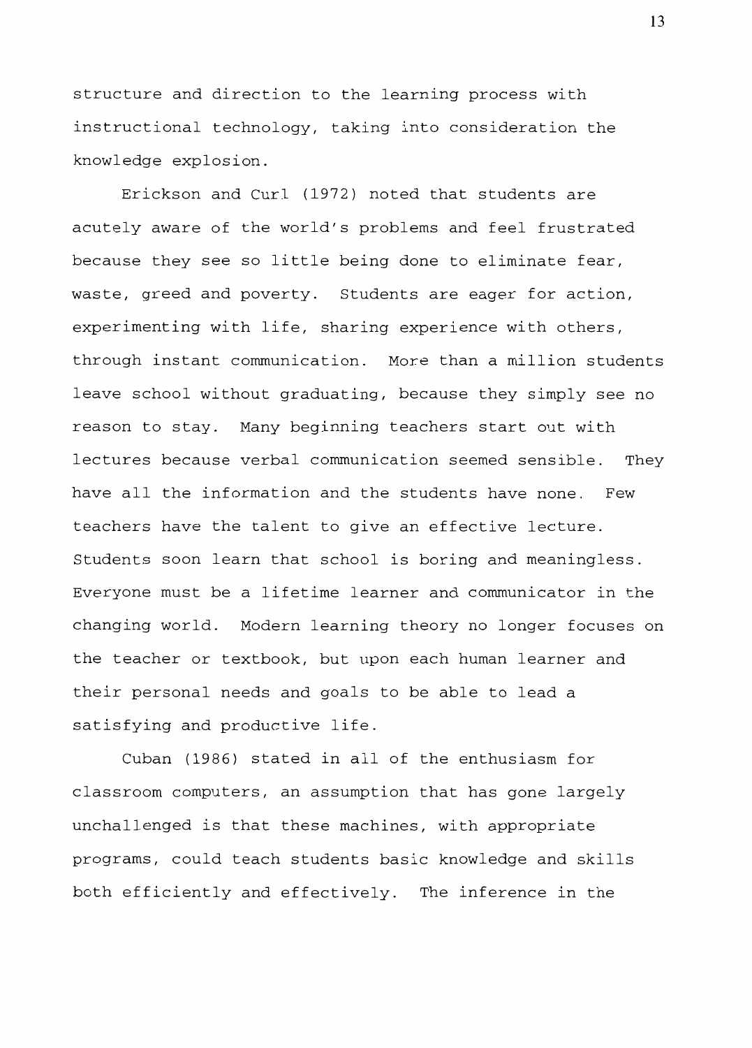structure and direction to the learning process with instructional technology, taking into consideration the knowledge explosion.

Erickson and Curl (1972) noted that students are acutely aware of the world's problems and feel frustrated because they see so little being done to eliminate fear, waste, greed and poverty. Students are eager for action, experimenting with life, sharing experience with others, through instant communication. More than a million students leave school without graduating, because they simply see no reason to stay. Many beginning teachers start out with lectures because verbal communication seemed sensible. They have all the information and the students have none. Few teachers have the talent to give an effective lecture. Students soon learn that school is boring and meaningless. Everyone must be a lifetime learner and communicator in the changing world. Modern learning theory no longer focuses on the teacher or textbook, but upon each human learner and their personal needs and goals to be able to lead a satisfying and productive life.

Cuban (1986) stated in all of the enthusiasm for classroom computers, an assumption that has gone largely unchallenged is that these machines, with appropriate programs, could teach students basic knowledge and skills both efficiently and effectively. The inference in the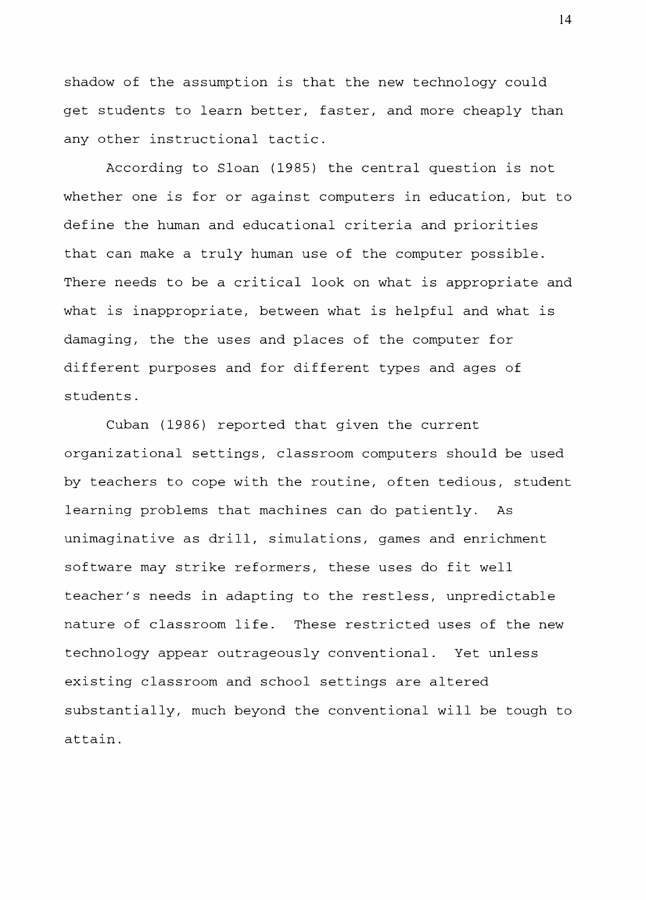shadow of the assumption is that the new technology could get students to learn better, faster, and more cheaply than any other instructional tactic.

According to Sloan (1985) the central question is not whether one is for or against computers in education, but to define the human and educational criteria and priorities that can make a truly human use of the computer possible. There needs to be a critical look on what is appropriate and what is inappropriate, between what is helpful and what is damaging, the the uses and places of the computer for different purposes and for different types and ages of students.

Cuban (1986) reported that given the current organizational settings, classroom computers should be used by teachers to cope with the routine, often tedious, student learning problems that machines can do patiently. As unimaginative as drill, simulations, games and enrichment software may strike reformers, these uses do fit well teacher's needs in adapting to the restless, unpredictable nature of classroom life. These restricted uses of the new technology appear outrageously conventional. Yet unless existing classroom and school settings are altered substantially, much beyond the conventional will be tough to attain.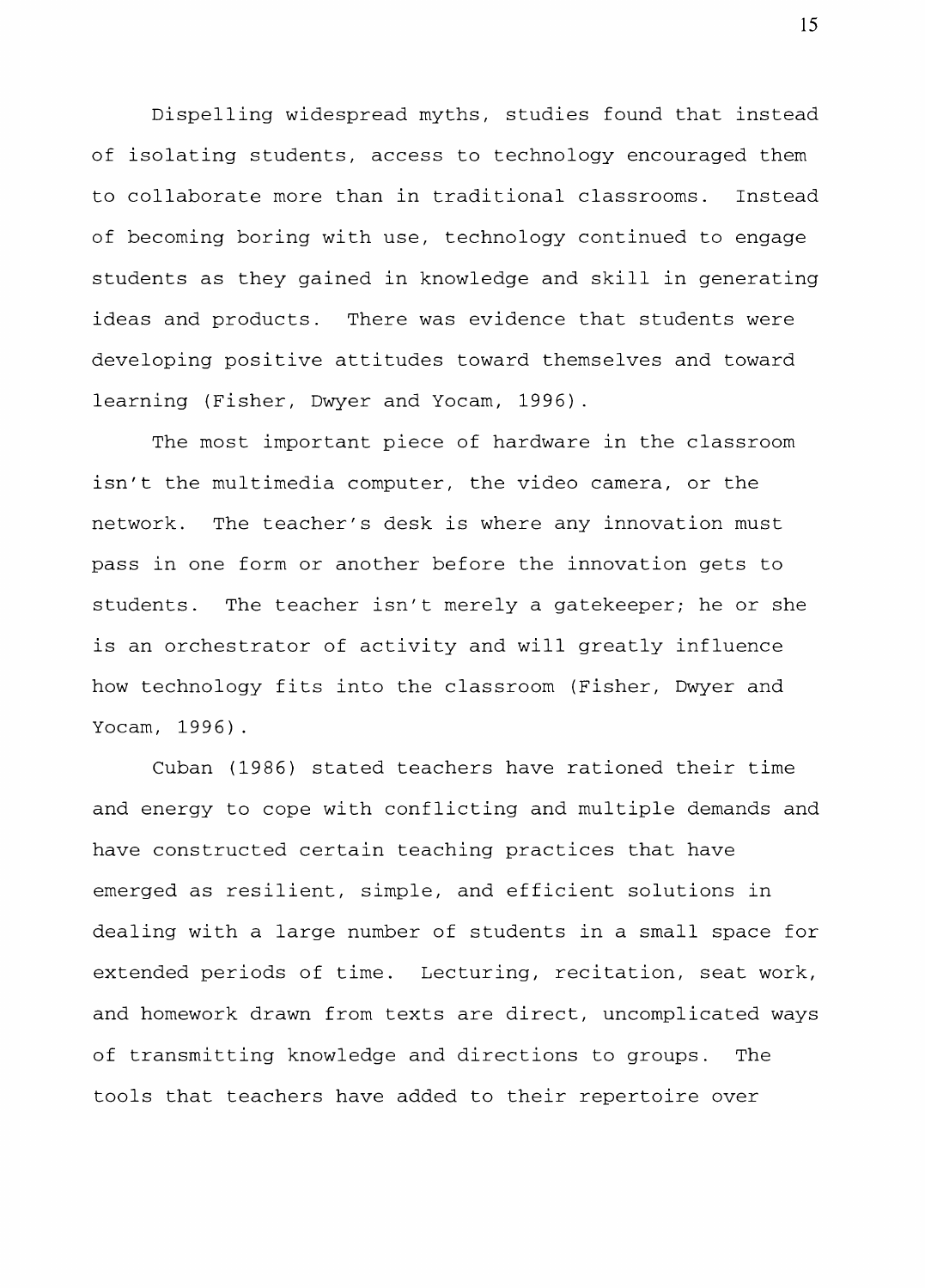Dispelling widespread myths, studies found that instead of isolating students, access to technology encouraged them to collaborate more than in traditional classrooms. Instead of becoming boring with use, technology continued to engage students as they gained in knowledge and skill in generating ideas and products. There was evidence that students were developing positive attitudes toward themselves and toward learning (Fisher, Dwyer and Yocam, 1996).

The most important piece of hardware in the classroom isn't the multimedia computer, the video camera, or the network. The teacher's desk is where any innovation must pass in one form or another before the innovation gets to students. The teacher isn't merely a gatekeeper; he or she is an orchestrator of activity and will greatly influence how technology fits into the classroom (Fisher, Dwyer and Yocam, 1996).

Cuban (1986) stated teachers have rationed their time and energy to cope with conflicting and multiple demands and have constructed certain teaching practices that have emerged as resilient, simple, and efficient solutions in dealing with a large number of students in a small space for extended periods of time. Lecturing, recitation, seat work, and homework drawn from texts are direct, uncomplicated ways of transmitting knowledge and directions to groups. The tools that teachers have added to their repertoire over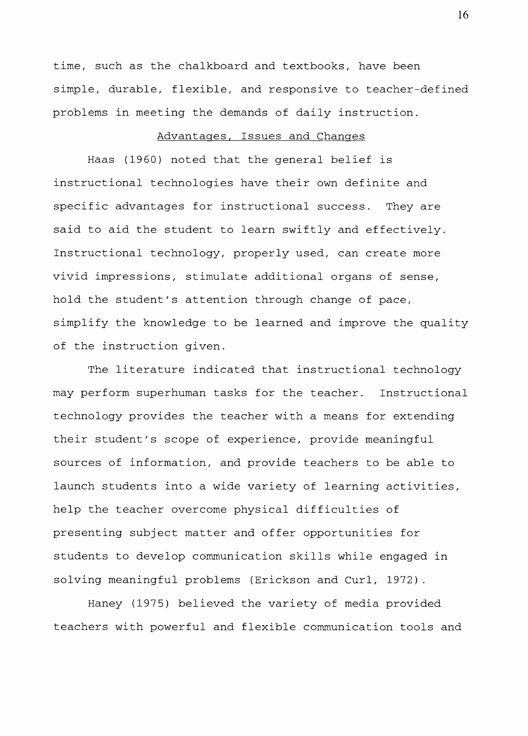time, such as the chalkboard and textbooks, have been simple, durable, flexible, and responsive to teacher-defined problems in meeting the demands of daily instruction.

## Advantages, Issues and Changes

Haas (1960) noted that the general belief is instructional technologies have their own definite and specific advantages for instructional success. They are said to aid the student to learn swiftly and effectively. Instructional technology, properly used, can create more vivid impressions, stimulate additional organs of sense, hold the student's attention through change of pace, simplify the knowledge to be learned and improve the quality of the instruction given.

The literature indicated that instructional technology may perform superhuman tasks for the teacher. Instructional technology provides the teacher with a means for extending their student's scope of experience, provide meaningful sources of information, and provide teachers to be able to launch students into a wide variety of learning activities, help the teacher overcome physical difficulties of presenting subject matter and offer opportunities for students to develop communication skills while engaged in solving meaningful problems (Erickson and Curl, 1972).

Haney (1975) believed the variety of media provided teachers with powerful and flexible communication tools and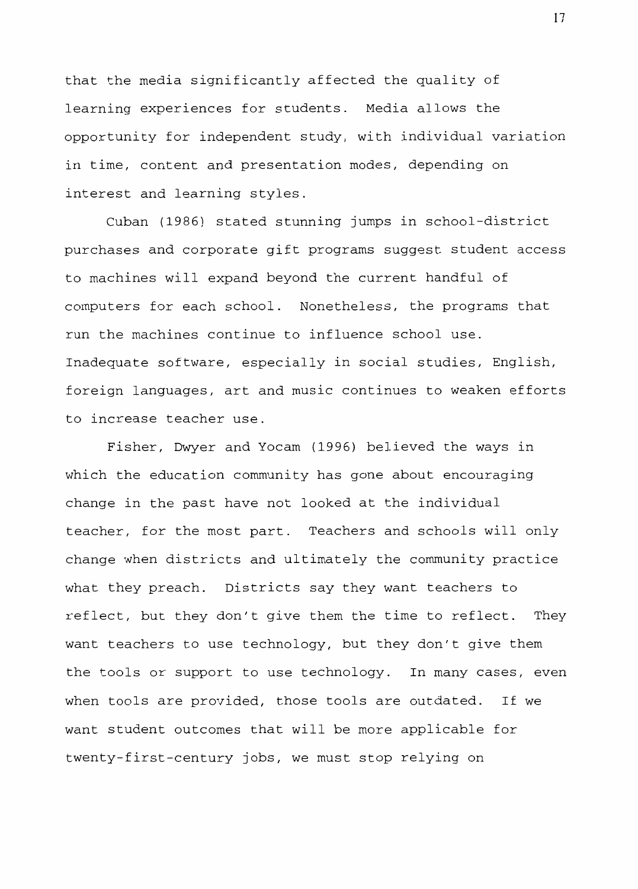that the media significantly affected the quality of learning experiences for students. Media allows the opportunity for independent study, with individual variation in time, content and presentation modes, depending on interest and learning styles.

Cuban (1986) stated stunning jumps in school-district purchases and corporate gift programs suggest student access to machines will expand beyond the current handful of computers for each school. Nonetheless, the programs that run the machines continue to influence school use. Inadequate software, especially in social studies, English, foreign languages, art and music continues to weaken efforts to increase teacher use.

Fisher, Dwyer and Yocam (1996) believed the ways in which the education community has gone about encouraging change in the past have not looked at the individual teacher, for the most part. Teachers and schools will only change when districts and ultimately the community practice what they preach. Districts say they want teachers to reflect, but they don't give them the time to reflect. They want teachers to use technology, but they don't give them the tools or support to use technology. In many cases, even when tools are provided, those tools are outdated. If we want student outcomes that will be more applicable for twenty-first-century jobs, we must stop relying on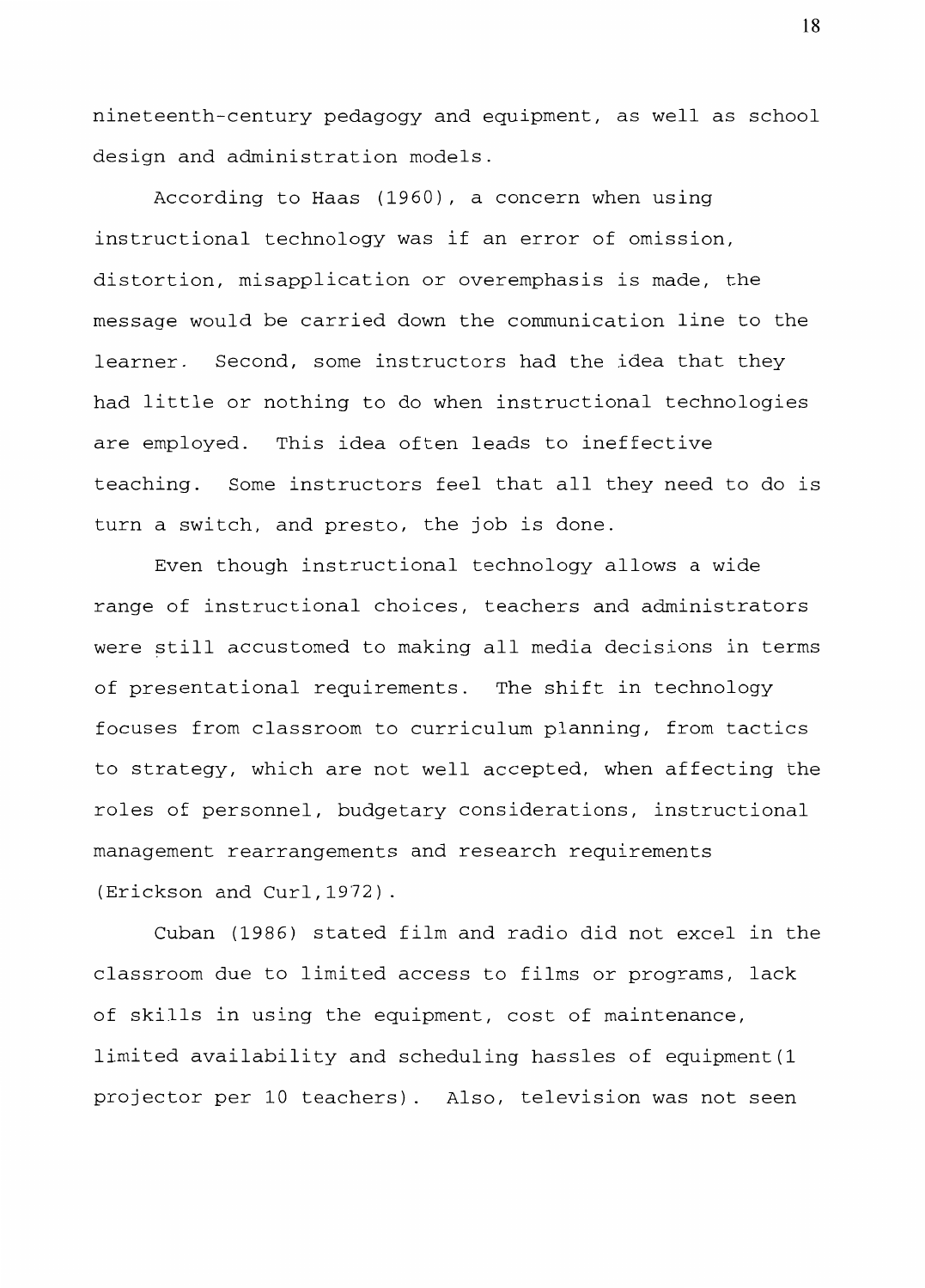nineteenth-century pedagogy and equipment, as well as school design and administration models.

According to Haas (1960), a concern when using instructional technology was if an error of omission, distortion, misapplication or overemphasis is made, the message would be carried down the communication line to the learner. Second, some instructors had the idea that they had little or nothing to do when instructional technologies are employed. This idea often leads to ineffective teaching. Some instructors feel that all they need to do is turn a switch, and presto, the job is done.

Even though instructional technology allows a wide range of instructional choices, teachers and administrators were still accustomed to making all media decisions in terms of presentational requirements. The shift in technology focuses from classroom to curriculum planning, from tactics to strategy, which are not well accepted, when affecting the roles of personnel, budgetary considerations, instructional management rearrangements and research requirements (Erickson and Curl,1972).

Cuban (1986) stated film and radio did not excel in the classroom due to limited access to films or programs, lack of skills in using the equipment, cost of maintenance, limited availability and scheduling hassles of equipment(1 projector per 10 teachers). Also, television was not seen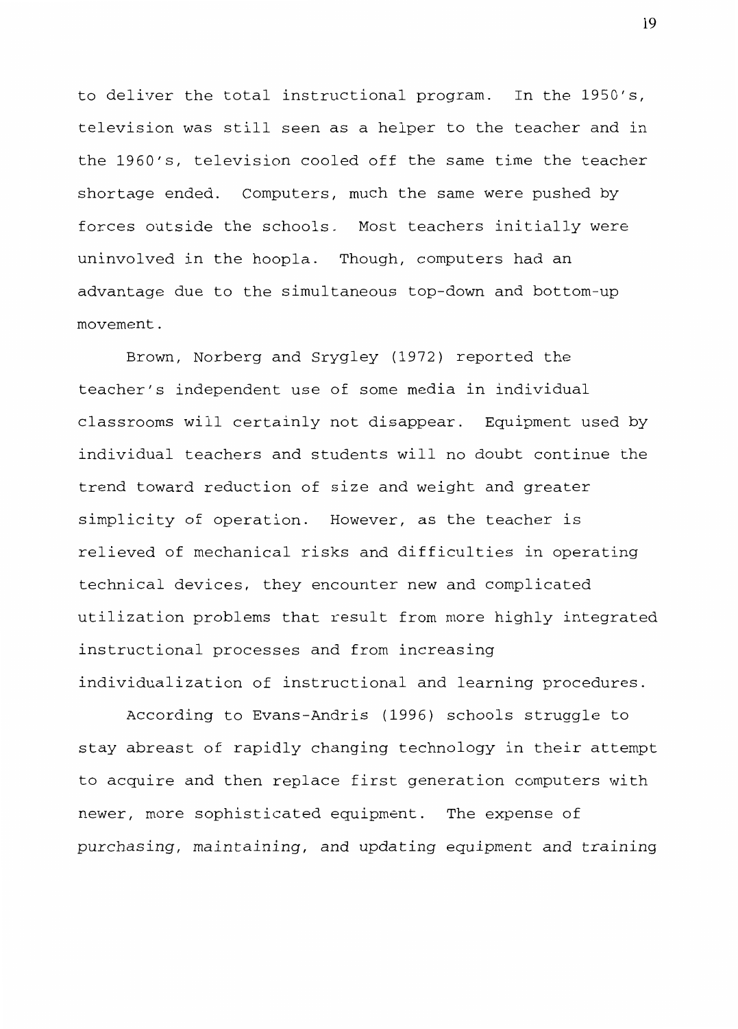to deliver the total instructional program. In the 1950's, television was still seen as a helper to the teacher and in the 1960's, television cooled off the same time the teacher shortage ended. Computers, much the same were pushed by forces outside the schools. Most teachers initially were uninvolved in the hoopla. Though, computers had an advantage due to the simultaneous top-down and bottom-up movement.

Brown, Norberg and Srygley (1972) reported the teacher's independent use of some media in individual classrooms will certainly not disappear. Equipment used by individual teachers and students will no doubt continue the trend toward reduction of size and weight and greater simplicity of operation. However, as the teacher is relieved of mechanical risks and difficulties in operating technical devices, they encounter new and complicated utilization problems that result from more highly integrated instructional processes and from increasing individualization of instructional and learning procedures.

According to Evans-Andris (1996) schools struggle to stay abreast of rapidly changing technology in their attempt to acquire and then replace first generation computers with newer, more sophisticated equipment. The expense of purchasing, maintaining, and updating equipment and training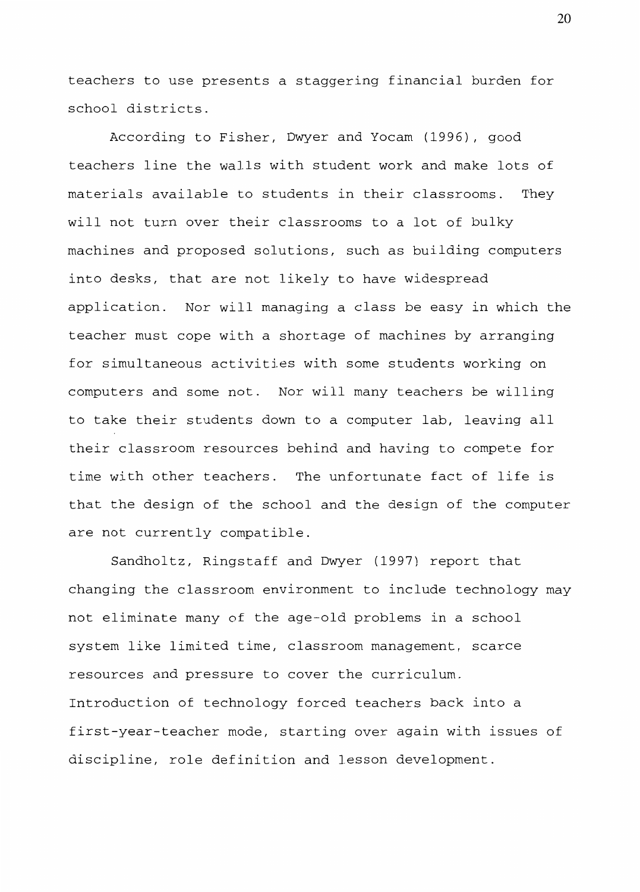teachers to use presents a staggering financial burden for school districts.

According to Fisher, Dwyer and Yocam (1996), good teachers line the walls with student work and make lots of materials available to students in their classrooms. They will not turn over their classrooms to a lot of bulky machines and proposed solutions, such as building computers into desks, that are not likely to have widespread application. Nor will managing a class be easy in which the teacher must cope with a shortage of machines by arranging for simultaneous activities with some students working on computers and some not. Nor will many teachers be willing to take their students down to a computer lab, leaving all their classroom resources behind and having to compete for time with other teachers. The unfortunate fact of life is that the design of the school and the design of the computer are not currently compatible.

Sandholtz, Ringstaff and Dwyer (1997) report that changing the classroom environment to include technology may not eliminate many of the age-old problems in a school system like limited time, classroom management, scarce resources and pressure to cover the curriculum. Introduction of technology forced teachers back into a first-year-teacher mode, starting over again with issues of discipline, role definition and lesson development.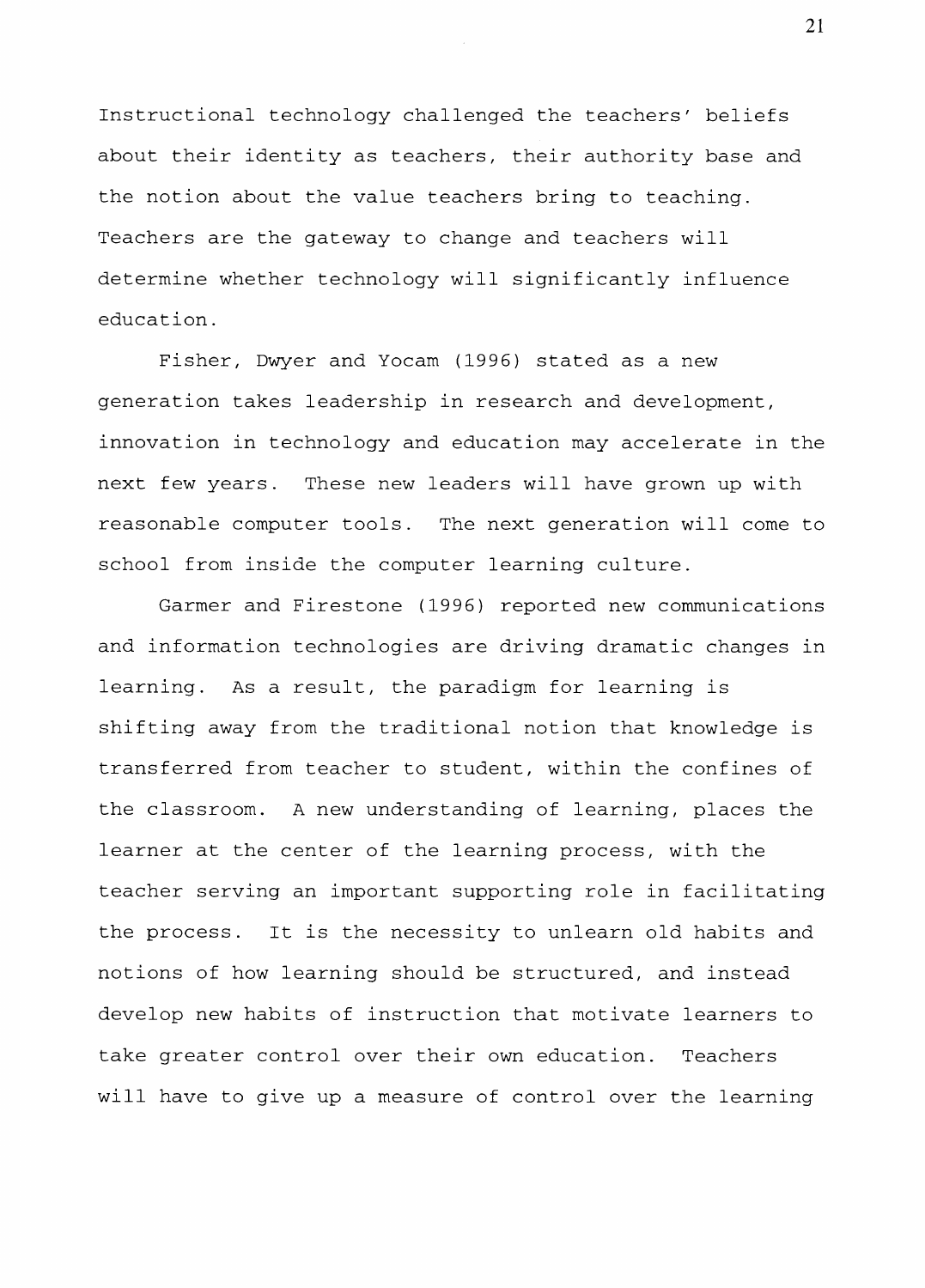Instructional technology challenged the teachers' beliefs about their identity as teachers, their authority base and the notion about the value teachers bring to teaching. Teachers are the gateway to change and teachers will determine whether technology will significantly influence education.

Fisher, Dwyer and Yocam (1996) stated as a new generation takes leadership in research and development, innovation in technology and education may accelerate in the next few years. These new leaders will have grown up with reasonable computer tools. The next generation will come to school from inside the computer learning culture.

Garmer and Firestone (1996) reported new communications and information technologies are driving dramatic changes in learning. As a result, the paradigm for learning is shifting away from the traditional notion that knowledge is transferred from teacher to student, within the confines of the classroom. A new understanding of learning, places the learner at the center of the learning process, with the teacher serving an important supporting role in facilitating the process. It is the necessity to unlearn old habits and notions of how learning should be structured, and instead develop new habits of instruction that motivate learners to take greater control over their own education. Teachers will have to give up a measure of control over the learning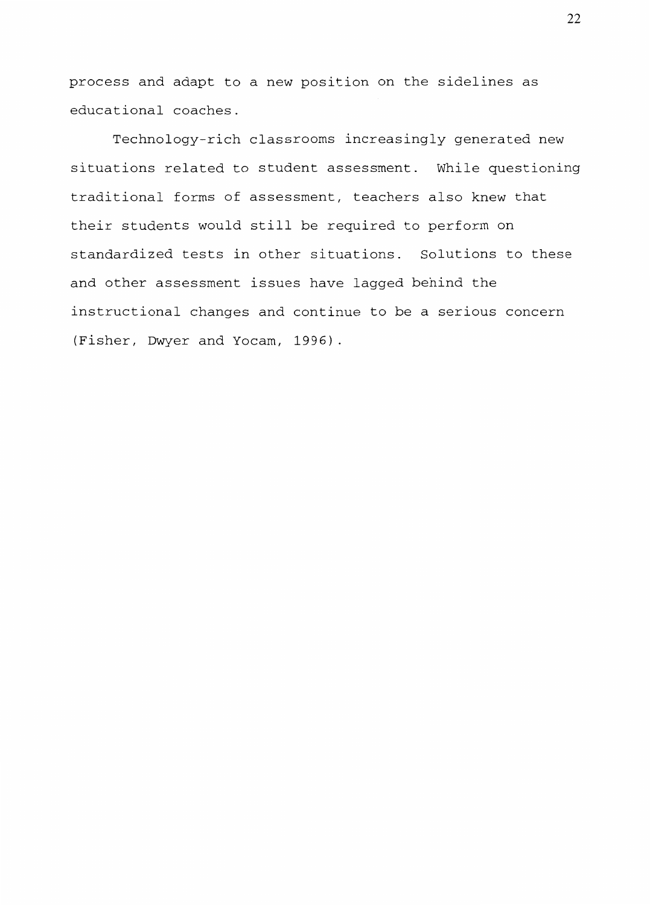process and adapt to a new position on the sidelines as educational coaches.

Technology-rich classrooms increasingly generated new situations related to student assessment. While questioning traditional forms of assessment, teachers also knew that their students would still be required to perform on standardized tests in other situations. Solutions to these and other assessment issues have lagged behind the instructional changes and continue to be a serious concern (Fisher, Dwyer and Yocam, 1996).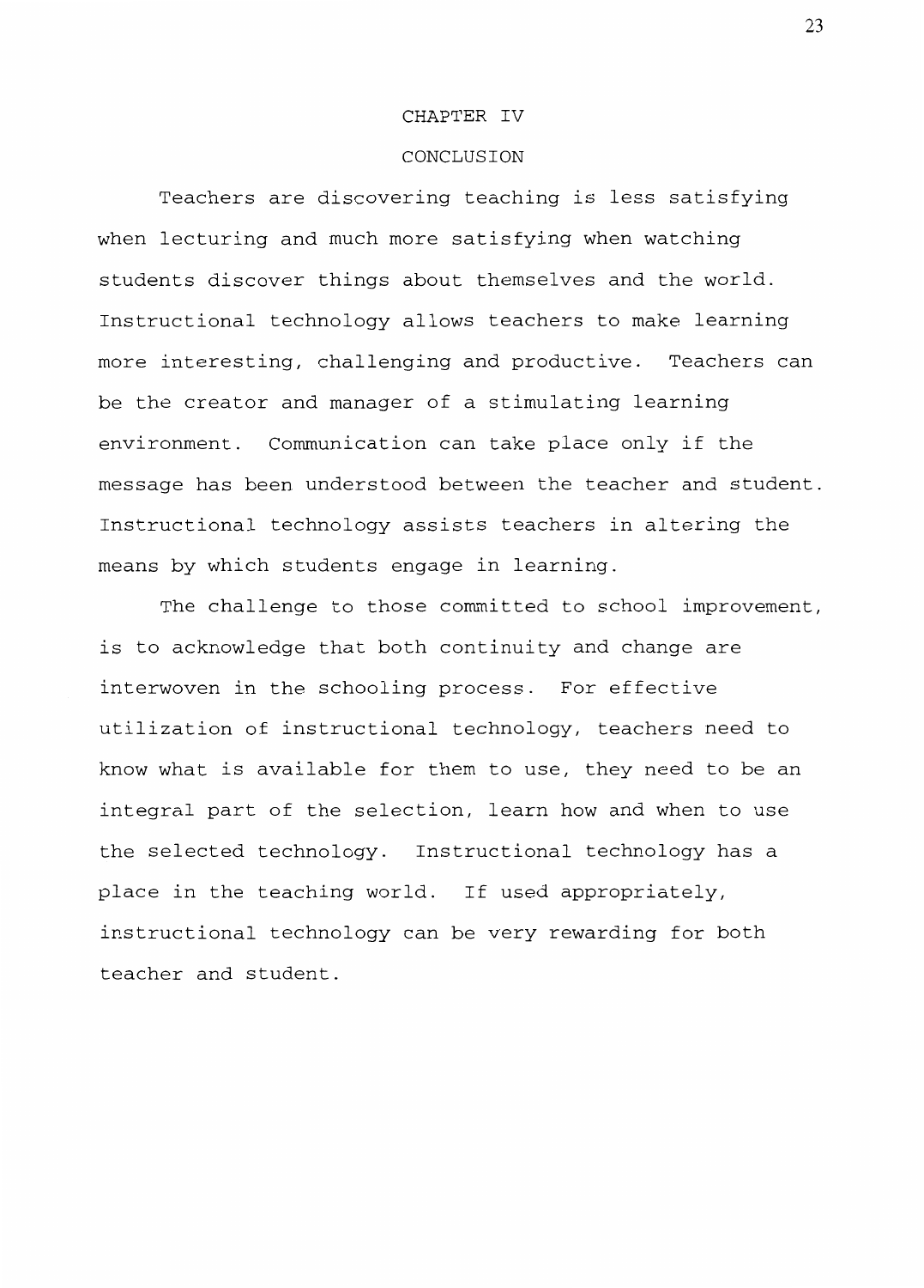# CHAPTER IV

## CONCLUSION

Teachers are discovering teaching is less satisfying when lecturing and much more satisfying when watching students discover things about themselves and the world. Instructional technology allows teachers to make learning more interesting, challenging and productive. Teachers can be the creator and manager of a stimulating learning environment. Communication can take place only if the message has been understood between the teacher and student. Instructional technology assists teachers in altering the means by which students engage in learning.

The challenge to those committed to school improvement, is to acknowledge that both continuity and change are interwoven in the schooling process. For effective utilization of instructional technology, teachers need to know what is available for them to use, they need to be an integral part of the selection, learn how and when to use the selected technology. Instructional technology has a place in the teaching world. If used appropriately, instructional technology can be very rewarding for both teacher and student.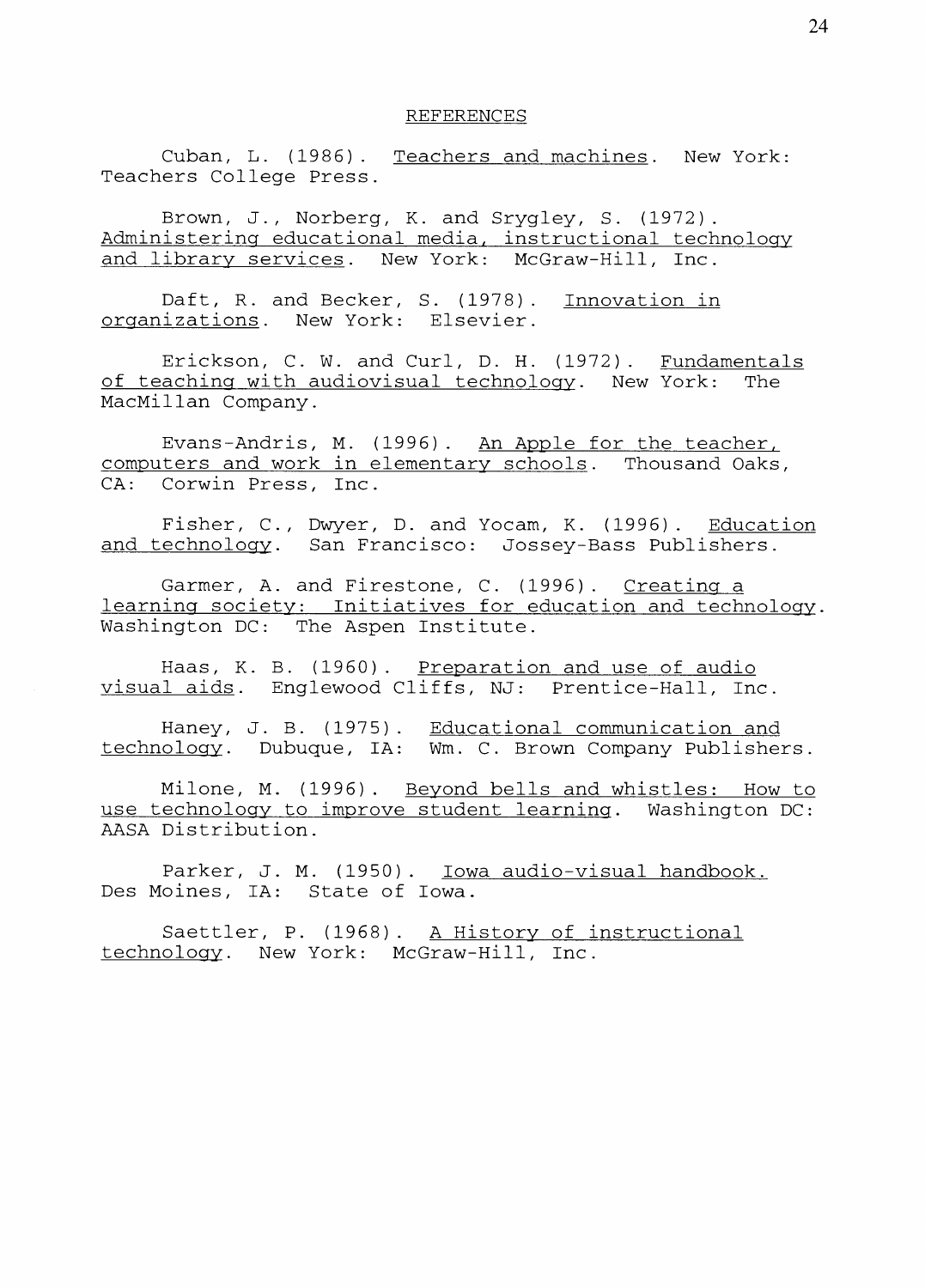## REFERENCES

Cuban, L. (1986). Teachers and machines. New York: Teachers College Press.

Brown, J., Norberg, K. and Srygley, S. (1972). Administering educational media, instructional technology and library services. New York: McGraw-Hill, Inc.

Daft, R. and Becker, S. (1978). Innovation in organizations. New York: Elsevier.

Erickson, C. W. and Curl, D. H. (1972). Fundamentals of teaching with audiovisual technology. New York: The MacMillan Company.

Evans-Andris, M. (1996). An Apple for the teacher, computers and work in elementary schools. Thousand Oaks, CA: Corwin Press, Inc.

Fisher, C., Dwyer, D. and Yocam, K. (1996). Education and technology. San Francisco: Jossey-Bass Publishers.

Garmer, A. and Firestone, C. (1996). Creating a learning society: Initiatives for education and technology. Washington DC: The Aspen Institute.

Haas, K. B. (1960). Preparation and use of audio visual aids. Englewood Cliffs, NJ: Prentice-Hall, Inc.

Haney, J. B. (1975). Educational communication and technology. Dubuque, IA: Wm. C. Brown Company Publishers.

Milone, M. (1996). Beyond bells and whistles: How to use technology to improve student learning. Washington DC: AASA Distribution.

Parker, J. M. (1950). Iowa audio-visual handbook. Des Moines, IA: State of Iowa.

Saettler, P. (1968). A History of instructional technology. New York: McGraw-Hill, Inc.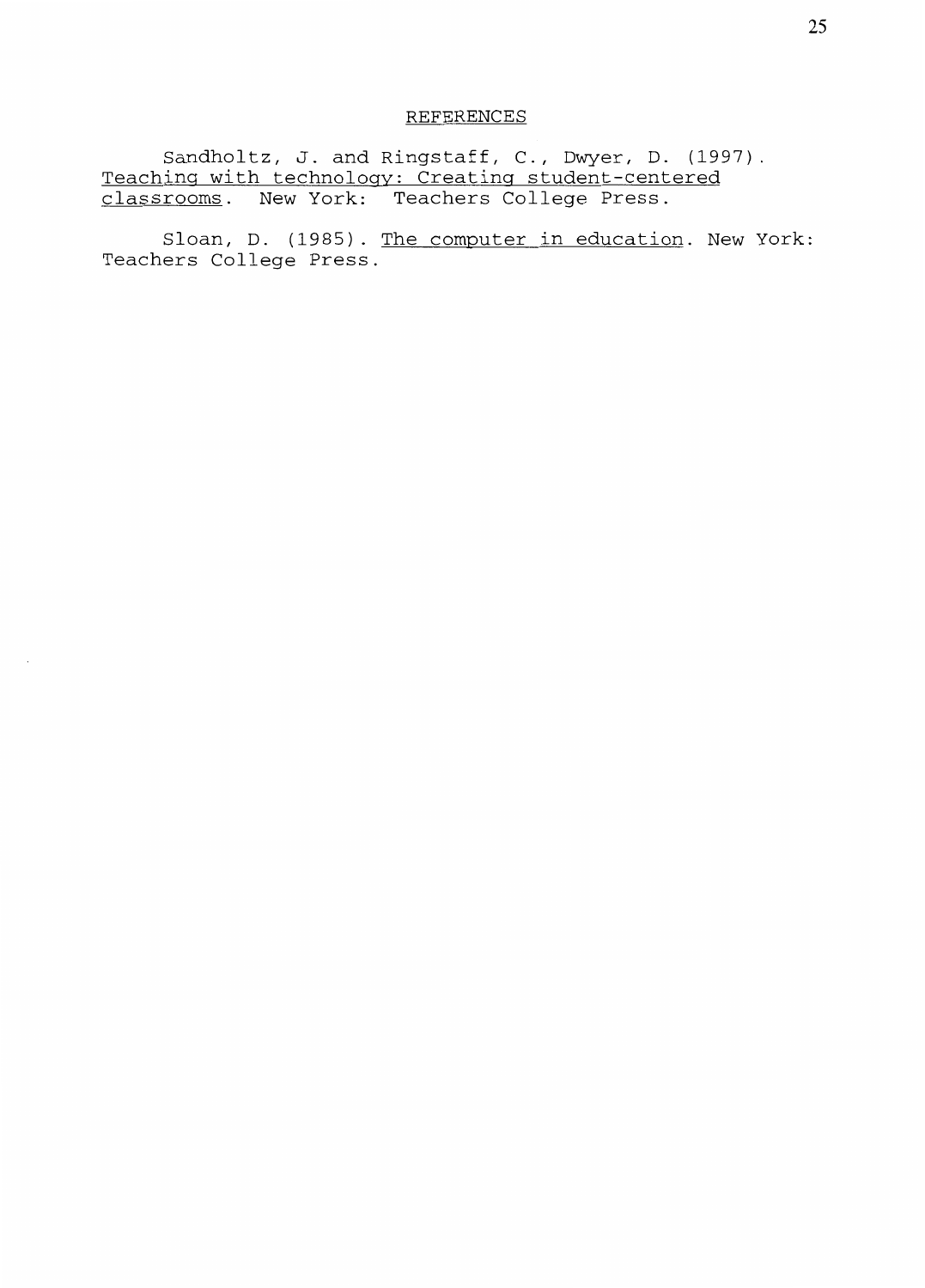## REFERENCES

Sandholtz, J. and Ringstaff, C., Dwyer, D. (1997). Teaching with technology: Creating student-centered classrooms. New York: Teachers College Press.

Sloan, D. (1985). The computer in education. New York: Teachers College Press.